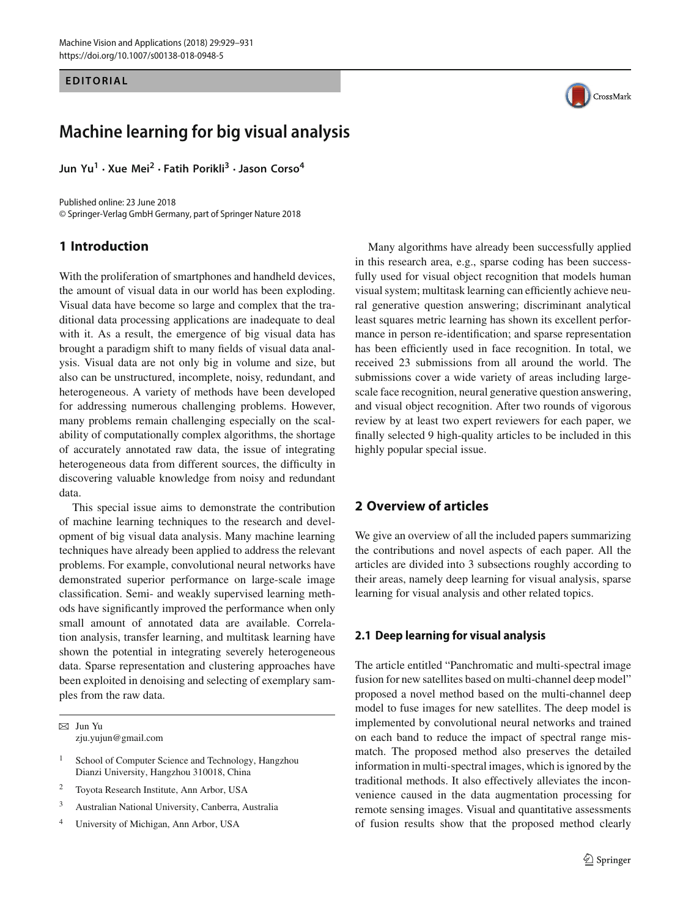EDITORIAL

# Machine learning for big visual analysis

**Jun Yu[1] · Xue Mei[2] · Fatih Porikli[3] · Jason Corso[4]**

Published online: 23 June 2018
© Springer-Verlag GmbH Germany, part of Springer Nature 2018

## 1 Introduction

With the proliferation of smartphones and handheld devices, the amount of visual data in our world has been exploding. Visual data have become so large and complex that the traditional data processing applications are inadequate to deal with it. As a result, the emergence of big visual data has brought a paradigm shift to many fields of visual data analysis. Visual data are not only big in volume and size, but also can be unstructured, incomplete, noisy, redundant, and heterogeneous. A variety of methods have been developed for addressing numerous challenging problems. However, many problems remain challenging especially on the scalability of computationally complex algorithms, the shortage of accurately annotated raw data, the issue of integrating heterogeneous data from different sources, the difficulty in discovering valuable knowledge from noisy and redundant data.

This special issue aims to demonstrate the contribution of machine learning techniques to the research and development of big visual data analysis. Many machine learning techniques have already been applied to address the relevant problems. For example, convolutional neural networks have demonstrated superior performance on large-scale image classification. Semi- and weakly supervised learning methods have significantly improved the performance when only small amount of annotated data are available. Correlation analysis, transfer learning, and multitask learning have shown the potential in integrating severely heterogeneous data. Sparse representation and clustering approaches have been exploited in denoising and selecting of exemplary samples from the raw data.

Many algorithms have already been successfully applied in this research area, e.g., sparse coding has been successfully used for visual object recognition that models human visual system; multitask learning can efficiently achieve neural generative question answering; discriminant analytical least squares metric learning has shown its excellent performance in person re-identification; and sparse representation has been efficiently used in face recognition. In total, we received 23 submissions from all around the world. The submissions cover a wide variety of areas including large-scale face recognition, neural generative question answering, and visual object recognition. After two rounds of vigorous review by at least two expert reviewers for each paper, we finally selected 9 high-quality articles to be included in this highly popular special issue.

## 2 Overview of articles

We give an overview of all the included papers summarizing the contributions and novel aspects of each paper. All the articles are divided into 3 subsections roughly according to their areas, namely deep learning for visual analysis, sparse learning for visual analysis and other related topics.

### 2.1 Deep learning for visual analysis

The article entitled "Panchromatic and multi-spectral image fusion for new satellites based on multi-channel deep model" proposed a novel method based on the multi-channel deep model to fuse images for new satellites. The deep model is implemented by convolutional neural networks and trained on each band to reduce the impact of spectral range mismatch. The proposed method also preserves the detailed information in multi-spectral images, which is ignored by the traditional methods. It also effectively alleviates the inconvenience caused in the data augmentation processing for remote sensing images. Visual and quantitative assessments of fusion results show that the proposed method clearly

---

✉ Jun Yu
zju.yujun@gmail.com

[1] School of Computer Science and Technology, Hangzhou Dianzi University, Hangzhou 310018, China

[2] Toyota Research Institute, Ann Arbor, USA

[3] Australian National University, Canberra, Australia

[4] University of Michigan, Ann Arbor, USA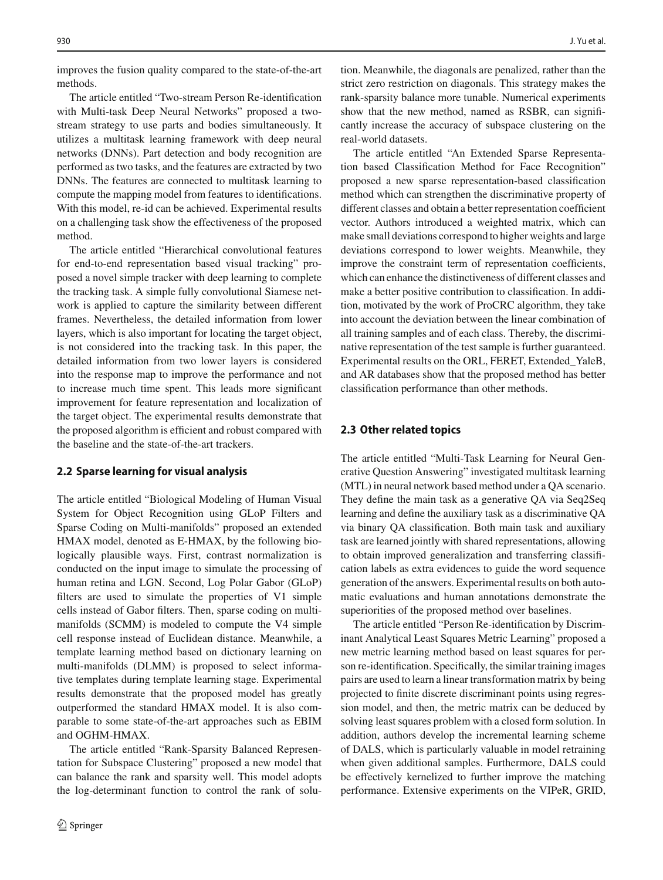improves the fusion quality compared to the state-of-the-art methods.

The article entitled "Two-stream Person Re-identification with Multi-task Deep Neural Networks" proposed a two-stream strategy to use parts and bodies simultaneously. It utilizes a multitask learning framework with deep neural networks (DNNs). Part detection and body recognition are performed as two tasks, and the features are extracted by two DNNs. The features are connected to multitask learning to compute the mapping model from features to identifications. With this model, re-id can be achieved. Experimental results on a challenging task show the effectiveness of the proposed method.

The article entitled "Hierarchical convolutional features for end-to-end representation based visual tracking" proposed a novel simple tracker with deep learning to complete the tracking task. A simple fully convolutional Siamese network is applied to capture the similarity between different frames. Nevertheless, the detailed information from lower layers, which is also important for locating the target object, is not considered into the tracking task. In this paper, the detailed information from two lower layers is considered into the response map to improve the performance and not to increase much time spent. This leads more significant improvement for feature representation and localization of the target object. The experimental results demonstrate that the proposed algorithm is efficient and robust compared with the baseline and the state-of-the-art trackers.

## 2.2 Sparse learning for visual analysis

The article entitled "Biological Modeling of Human Visual System for Object Recognition using GLoP Filters and Sparse Coding on Multi-manifolds" proposed an extended HMAX model, denoted as E-HMAX, by the following biologically plausible ways. First, contrast normalization is conducted on the input image to simulate the processing of human retina and LGN. Second, Log Polar Gabor (GLoP) filters are used to simulate the properties of V1 simple cells instead of Gabor filters. Then, sparse coding on multi-manifolds (SCMM) is modeled to compute the V4 simple cell response instead of Euclidean distance. Meanwhile, a template learning method based on dictionary learning on multi-manifolds (DLMM) is proposed to select informative templates during template learning stage. Experimental results demonstrate that the proposed model has greatly outperformed the standard HMAX model. It is also comparable to some state-of-the-art approaches such as EBIM and OGHM-HMAX.

The article entitled "Rank-Sparsity Balanced Representation for Subspace Clustering" proposed a new model that can balance the rank and sparsity well. This model adopts the log-determinant function to control the rank of solution. Meanwhile, the diagonals are penalized, rather than the strict zero restriction on diagonals. This strategy makes the rank-sparsity balance more tunable. Numerical experiments show that the new method, named as RSBR, can significantly increase the accuracy of subspace clustering on the real-world datasets.

The article entitled "An Extended Sparse Representation based Classification Method for Face Recognition" proposed a new sparse representation-based classification method which can strengthen the discriminative property of different classes and obtain a better representation coefficient vector. Authors introduced a weighted matrix, which can make small deviations correspond to higher weights and large deviations correspond to lower weights. Meanwhile, they improve the constraint term of representation coefficients, which can enhance the distinctiveness of different classes and make a better positive contribution to classification. In addition, motivated by the work of ProCRC algorithm, they take into account the deviation between the linear combination of all training samples and of each class. Thereby, the discriminative representation of the test sample is further guaranteed. Experimental results on the ORL, FERET, Extended_YaleB, and AR databases show that the proposed method has better classification performance than other methods.

## 2.3 Other related topics

The article entitled "Multi-Task Learning for Neural Generative Question Answering" investigated multitask learning (MTL) in neural network based method under a QA scenario. They define the main task as a generative QA via Seq2Seq learning and define the auxiliary task as a discriminative QA via binary QA classification. Both main task and auxiliary task are learned jointly with shared representations, allowing to obtain improved generalization and transferring classification labels as extra evidences to guide the word sequence generation of the answers. Experimental results on both automatic evaluations and human annotations demonstrate the superiorities of the proposed method over baselines.

The article entitled "Person Re-identification by Discriminant Analytical Least Squares Metric Learning" proposed a new metric learning method based on least squares for person re-identification. Specifically, the similar training images pairs are used to learn a linear transformation matrix by being projected to finite discrete discriminant points using regression model, and then, the metric matrix can be deduced by solving least squares problem with a closed form solution. In addition, authors develop the incremental learning scheme of DALS, which is particularly valuable in model retraining when given additional samples. Furthermore, DALS could be effectively kernelized to further improve the matching performance. Extensive experiments on the VIPeR, GRID,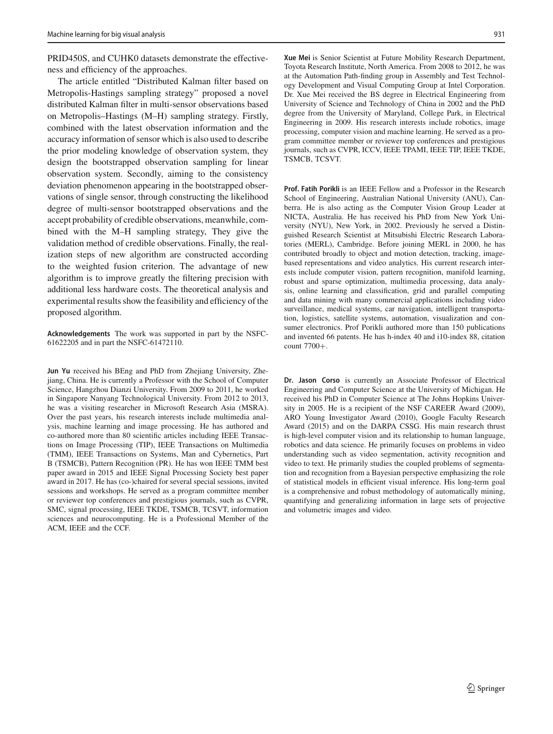PRID450S, and CUHK0 datasets demonstrate the effectiveness and efficiency of the approaches.

The article entitled “Distributed Kalman filter based on Metropolis-Hastings sampling strategy” proposed a novel distributed Kalman filter in multi-sensor observations based on Metropolis–Hastings (M–H) sampling strategy. Firstly, combined with the latest observation information and the accuracy information of sensor which is also used to describe the prior modeling knowledge of observation system, they design the bootstrapped observation sampling for linear observation system. Secondly, aiming to the consistency deviation phenomenon appearing in the bootstrapped observations of single sensor, through constructing the likelihood degree of multi-sensor bootstrapped observations and the accept probability of credible observations, meanwhile, combined with the M–H sampling strategy, They give the validation method of credible observations. Finally, the realization steps of new algorithm are constructed according to the weighted fusion criterion. The advantage of new algorithm is to improve greatly the filtering precision with additional less hardware costs. The theoretical analysis and experimental results show the feasibility and efficiency of the proposed algorithm.

**Acknowledgements** The work was supported in part by the NSFC-61622205 and in part the NSFC-61472110.

**Jun Yu** received his BEng and PhD from Zhejiang University, Zhejiang, China. He is currently a Professor with the School of Computer Science, Hangzhou Dianzi University. From 2009 to 2011, he worked in Singapore Nanyang Technological University. From 2012 to 2013, he was a visiting researcher in Microsoft Research Asia (MSRA). Over the past years, his research interests include multimedia analysis, machine learning and image processing. He has authored and co-authored more than 80 scientific articles including IEEE Transactions on Image Processing (TIP), IEEE Transactions on Multimedia (TMM), IEEE Transactions on Systems, Man and Cybernetics, Part B (TSMCB), Pattern Recognition (PR). He has won IEEE TMM best paper award in 2015 and IEEE Signal Processing Society best paper award in 2017. He has (co-)chaired for several special sessions, invited sessions and workshops. He served as a program committee member or reviewer top conferences and prestigious journals, such as CVPR, SMC, signal processing, IEEE TKDE, TSMCB, TCSVT, information sciences and neurocomputing. He is a Professional Member of the ACM, IEEE and the CCF.

**Xue Mei** is Senior Scientist at Future Mobility Research Department, Toyota Research Institute, North America. From 2008 to 2012, he was at the Automation Path-finding group in Assembly and Test Technology Development and Visual Computing Group at Intel Corporation. Dr. Xue Mei received the BS degree in Electrical Engineering from University of Science and Technology of China in 2002 and the PhD degree from the University of Maryland, College Park, in Electrical Engineering in 2009. His research interests include robotics, image processing, computer vision and machine learning. He served as a program committee member or reviewer top conferences and prestigious journals, such as CVPR, ICCV, IEEE TPAMI, IEEE TIP, IEEE TKDE, TSMCB, TCSVT.

**Prof. Fatih Porikli** is an IEEE Fellow and a Professor in the Research School of Engineering, Australian National University (ANU), Canberra. He is also acting as the Computer Vision Group Leader at NICTA, Australia. He has received his PhD from New York University (NYU), New York, in 2002. Previously he served a Distinguished Research Scientist at Mitsubishi Electric Research Laboratories (MERL), Cambridge. Before joining MERL in 2000, he has contributed broadly to object and motion detection, tracking, image-based representations and video analytics. His current research interests include computer vision, pattern recognition, manifold learning, robust and sparse optimization, multimedia processing, data analysis, online learning and classification, grid and parallel computing and data mining with many commercial applications including video surveillance, medical systems, car navigation, intelligent transportation, logistics, satellite systems, automation, visualization and consumer electronics. Prof Porikli authored more than 150 publications and invented 66 patents. He has h-index 40 and i10-index 88, citation count 7700+.

**Dr. Jason Corso** is currently an Associate Professor of Electrical Engineering and Computer Science at the University of Michigan. He received his PhD in Computer Science at The Johns Hopkins University in 2005. He is a recipient of the NSF CAREER Award (2009), ARO Young Investigator Award (2010), Google Faculty Research Award (2015) and on the DARPA CSSG. His main research thrust is high-level computer vision and its relationship to human language, robotics and data science. He primarily focuses on problems in video understanding such as video segmentation, activity recognition and video to text. He primarily studies the coupled problems of segmentation and recognition from a Bayesian perspective emphasizing the role of statistical models in efficient visual inference. His long-term goal is a comprehensive and robust methodology of automatically mining, quantifying and generalizing information in large sets of projective and volumetric images and video.